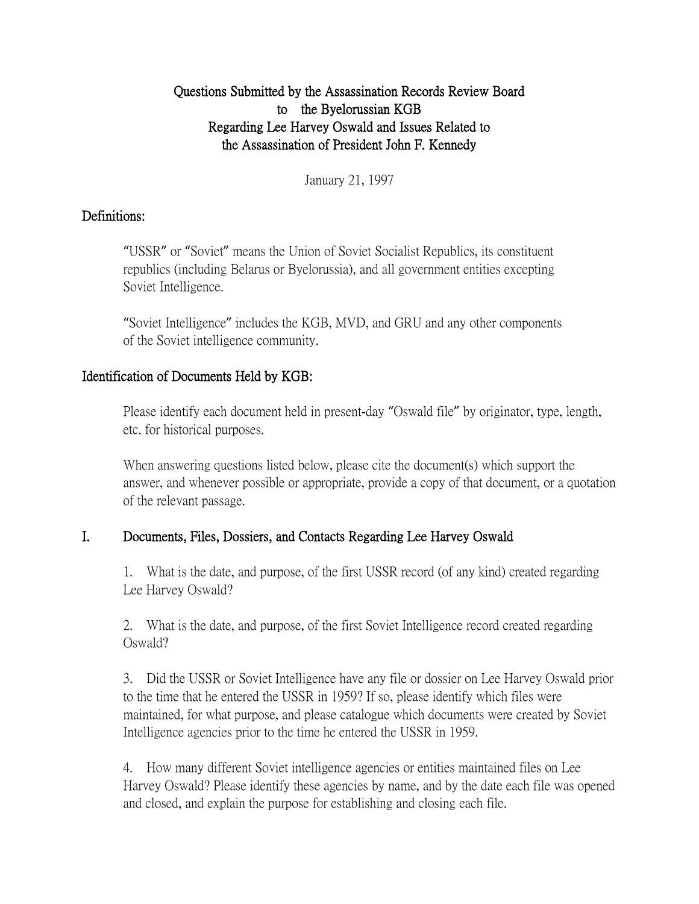# Questions Submitted by the Assassination Records Review Board to the Byelorussian KGB Regarding Lee Harvey Oswald and Issues Related to the Assassination of President John F. Kennedy

January 21, 1997

## Definitions:

"USSR" or "Soviet" means the Union of Soviet Socialist Republics, its constituent republics (including Belarus or Byelorussia), and all government entities excepting Soviet Intelligence.

"Soviet Intelligence" includes the KGB, MVD, and GRU and any other components of the Soviet intelligence community.

## Identification of Documents Held by KGB:

Please identify each document held in present-day "Oswald file" by originator, type, length, etc. for historical purposes.

When answering questions listed below, please cite the document(s) which support the answer, and whenever possible or appropriate, provide a copy of that document, or a quotation of the relevant passage.

## I. Documents, Files, Dossiers, and Contacts Regarding Lee Harvey Oswald

1. What is the date, and purpose, of the first USSR record (of any kind) created regarding Lee Harvey Oswald?

2. What is the date, and purpose, of the first Soviet Intelligence record created regarding Oswald?

3. Did the USSR or Soviet Intelligence have any file or dossier on Lee Harvey Oswald prior to the time that he entered the USSR in 1959? If so, please identify which files were maintained, for what purpose, and please catalogue which documents were created by Soviet Intelligence agencies prior to the time he entered the USSR in 1959.

4. How many different Soviet intelligence agencies or entities maintained files on Lee Harvey Oswald? Please identify these agencies by name, and by the date each file was opened and closed, and explain the purpose for establishing and closing each file.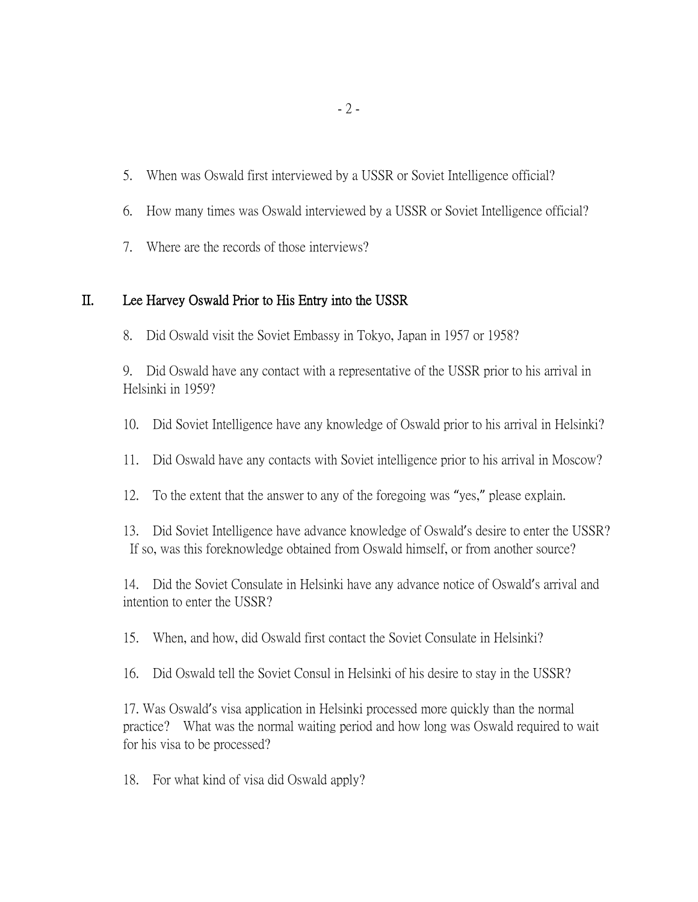5. When was Oswald first interviewed by a USSR or Soviet Intelligence official?

6. How many times was Oswald interviewed by a USSR or Soviet Intelligence official?

7. Where are the records of those interviews?

## II. Lee Harvey Oswald Prior to His Entry into the USSR

8. Did Oswald visit the Soviet Embassy in Tokyo, Japan in 1957 or 1958?

9. Did Oswald have any contact with a representative of the USSR prior to his arrival in Helsinki in 1959?

10. Did Soviet Intelligence have any knowledge of Oswald prior to his arrival in Helsinki?

11. Did Oswald have any contacts with Soviet intelligence prior to his arrival in Moscow?

12. To the extent that the answer to any of the foregoing was "yes," please explain.

13. Did Soviet Intelligence have advance knowledge of Oswald's desire to enter the USSR? If so, was this foreknowledge obtained from Oswald himself, or from another source?

14. Did the Soviet Consulate in Helsinki have any advance notice of Oswald's arrival and intention to enter the USSR?

15. When, and how, did Oswald first contact the Soviet Consulate in Helsinki?

16. Did Oswald tell the Soviet Consul in Helsinki of his desire to stay in the USSR?

17. Was Oswald's visa application in Helsinki processed more quickly than the normal practice? What was the normal waiting period and how long was Oswald required to wait for his visa to be processed?

18. For what kind of visa did Oswald apply?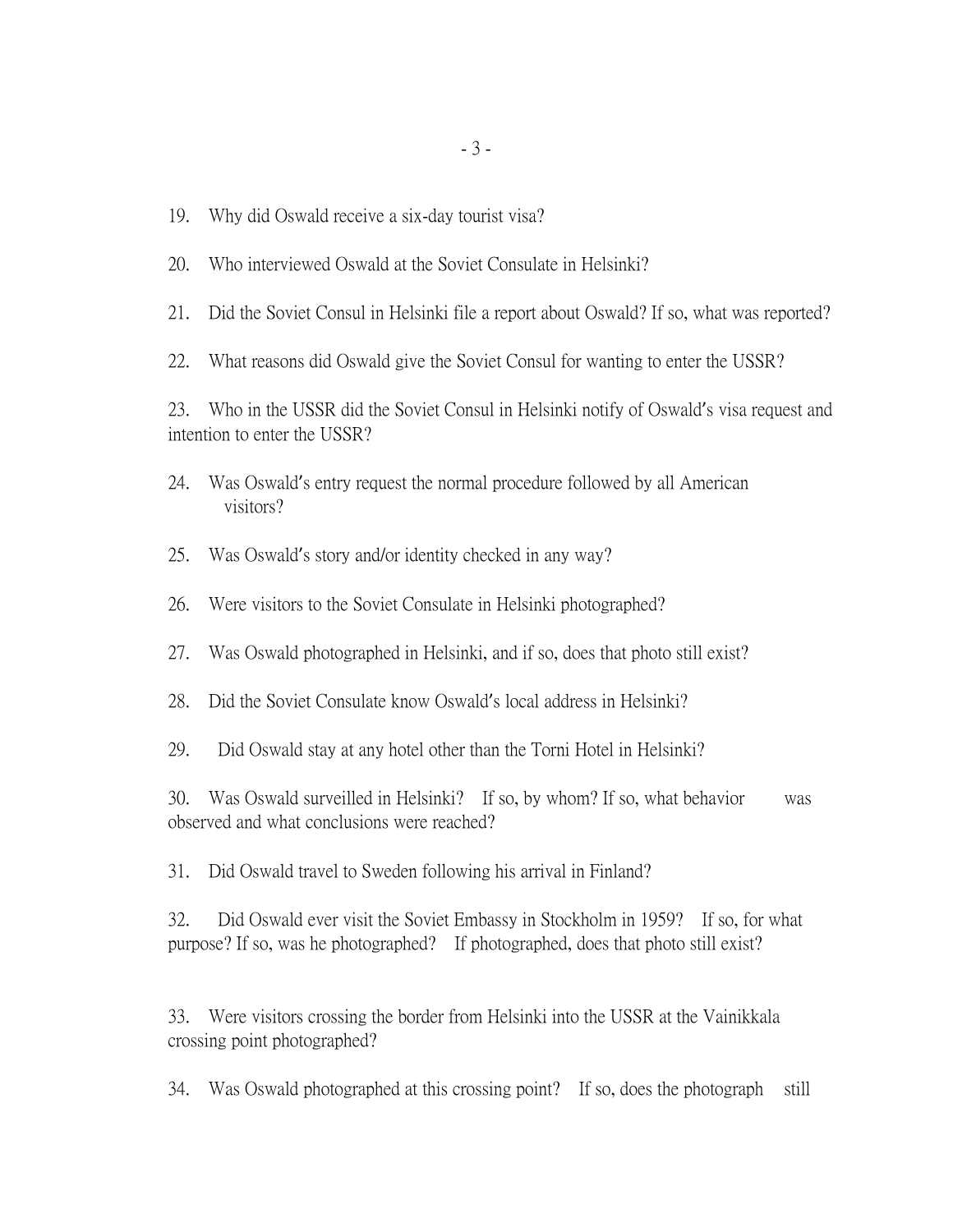19. Why did Oswald receive a six-day tourist visa?

20. Who interviewed Oswald at the Soviet Consulate in Helsinki?

21. Did the Soviet Consul in Helsinki file a report about Oswald? If so, what was reported?

22. What reasons did Oswald give the Soviet Consul for wanting to enter the USSR?

23. Who in the USSR did the Soviet Consul in Helsinki notify of Oswald's visa request and intention to enter the USSR?

24. Was Oswald's entry request the normal procedure followed by all American visitors?

25. Was Oswald's story and/or identity checked in any way?

26. Were visitors to the Soviet Consulate in Helsinki photographed?

27. Was Oswald photographed in Helsinki, and if so, does that photo still exist?

28. Did the Soviet Consulate know Oswald's local address in Helsinki?

29. Did Oswald stay at any hotel other than the Torni Hotel in Helsinki?

30. Was Oswald surveilled in Helsinki? If so, by whom? If so, what behavior was observed and what conclusions were reached?

31. Did Oswald travel to Sweden following his arrival in Finland?

32. Did Oswald ever visit the Soviet Embassy in Stockholm in 1959? If so, for what purpose? If so, was he photographed? If photographed, does that photo still exist?

33. Were visitors crossing the border from Helsinki into the USSR at the Vainikkala crossing point photographed?

34. Was Oswald photographed at this crossing point? If so, does the photograph still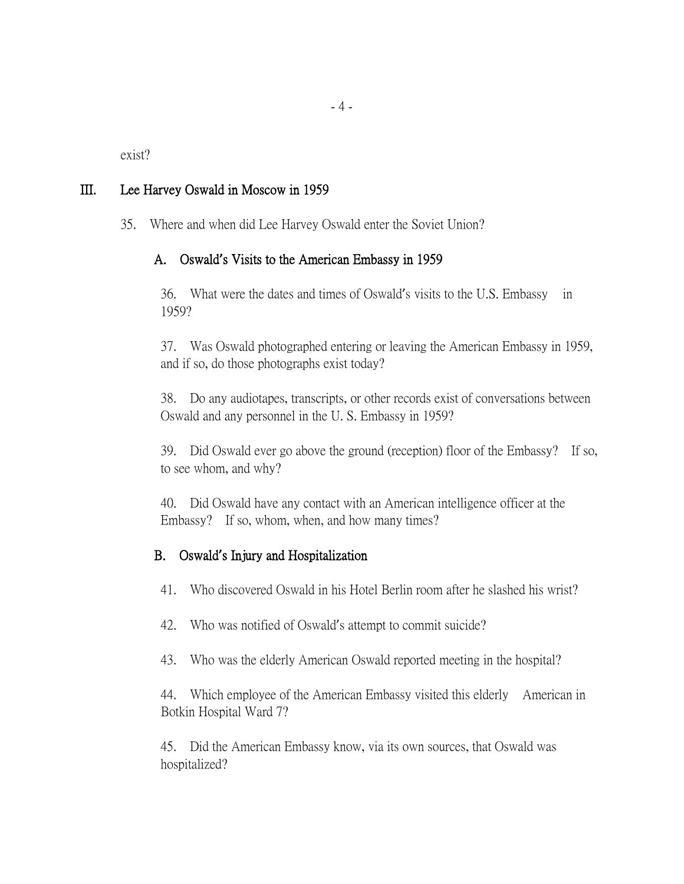exist?

## III. Lee Harvey Oswald in Moscow in 1959

35. Where and when did Lee Harvey Oswald enter the Soviet Union?

### A. Oswald's Visits to the American Embassy in 1959

36. What were the dates and times of Oswald's visits to the U.S. Embassy in 1959?

37. Was Oswald photographed entering or leaving the American Embassy in 1959, and if so, do those photographs exist today?

38. Do any audiotapes, transcripts, or other records exist of conversations between Oswald and any personnel in the U. S. Embassy in 1959?

39. Did Oswald ever go above the ground (reception) floor of the Embassy? If so, to see whom, and why?

40. Did Oswald have any contact with an American intelligence officer at the Embassy? If so, whom, when, and how many times?

### B. Oswald's Injury and Hospitalization

41. Who discovered Oswald in his Hotel Berlin room after he slashed his wrist?

42. Who was notified of Oswald's attempt to commit suicide?

43. Who was the elderly American Oswald reported meeting in the hospital?

44. Which employee of the American Embassy visited this elderly American in Botkin Hospital Ward 7?

45. Did the American Embassy know, via its own sources, that Oswald was hospitalized?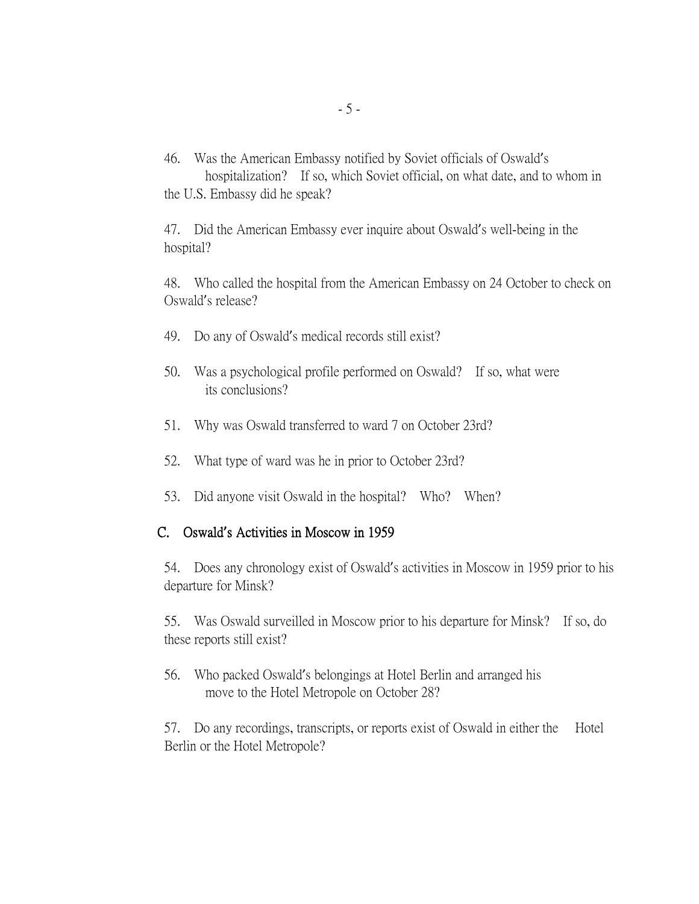46. Was the American Embassy notified by Soviet officials of Oswald's hospitalization? If so, which Soviet official, on what date, and to whom in the U.S. Embassy did he speak?

47. Did the American Embassy ever inquire about Oswald's well-being in the hospital?

48. Who called the hospital from the American Embassy on 24 October to check on Oswald's release?

49. Do any of Oswald's medical records still exist?

50. Was a psychological profile performed on Oswald? If so, what were its conclusions?

51. Why was Oswald transferred to ward 7 on October 23rd?

52. What type of ward was he in prior to October 23rd?

53. Did anyone visit Oswald in the hospital? Who? When?

## C. Oswald's Activities in Moscow in 1959

54. Does any chronology exist of Oswald's activities in Moscow in 1959 prior to his departure for Minsk?

55. Was Oswald surveilled in Moscow prior to his departure for Minsk? If so, do these reports still exist?

56. Who packed Oswald's belongings at Hotel Berlin and arranged his move to the Hotel Metropole on October 28?

57. Do any recordings, transcripts, or reports exist of Oswald in either the Hotel Berlin or the Hotel Metropole?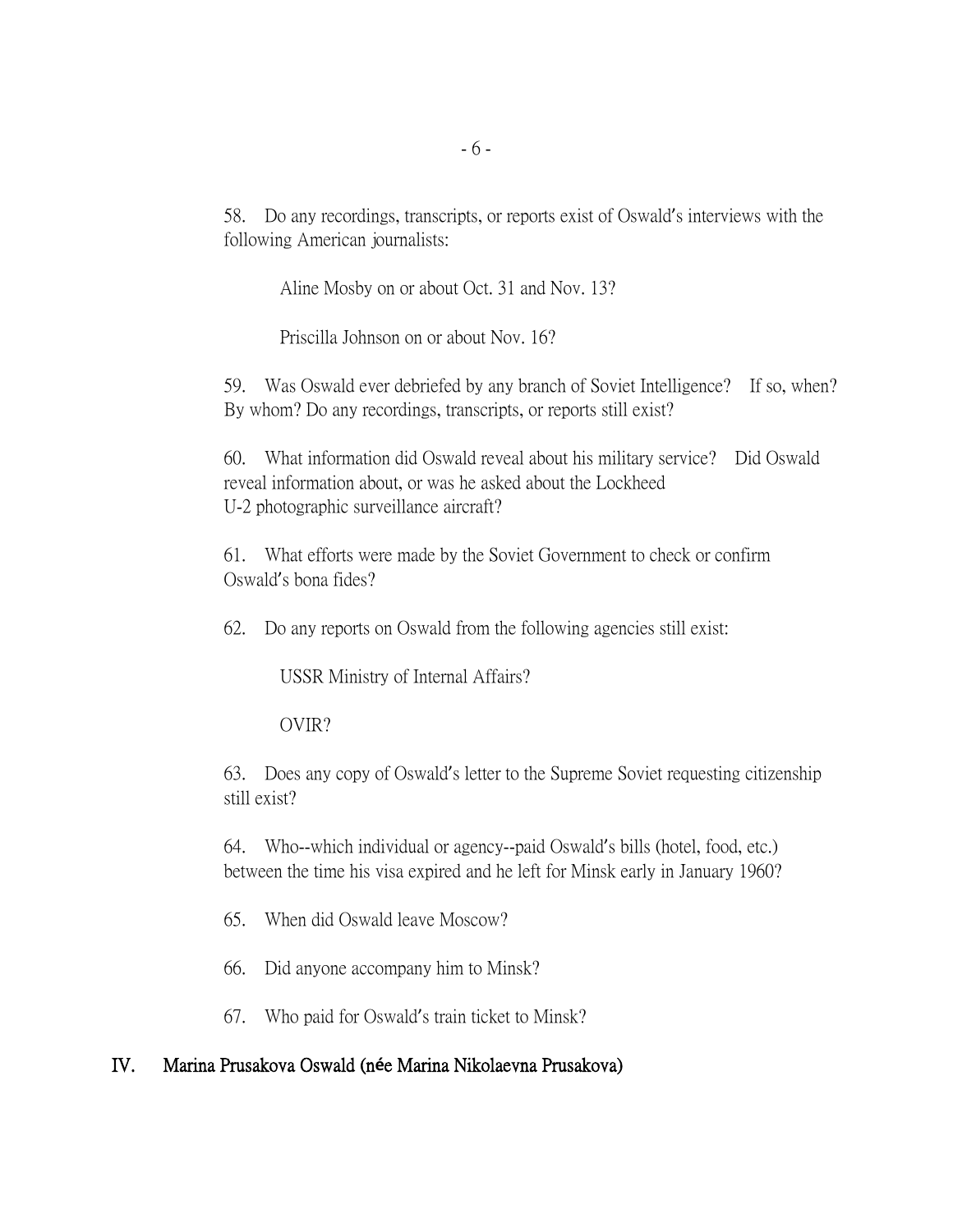58. Do any recordings, transcripts, or reports exist of Oswald's interviews with the following American journalists:

Aline Mosby on or about Oct. 31 and Nov. 13?

Priscilla Johnson on or about Nov. 16?

59. Was Oswald ever debriefed by any branch of Soviet Intelligence? If so, when? By whom? Do any recordings, transcripts, or reports still exist?

60. What information did Oswald reveal about his military service? Did Oswald reveal information about, or was he asked about the Lockheed U-2 photographic surveillance aircraft?

61. What efforts were made by the Soviet Government to check or confirm Oswald's bona fides?

62. Do any reports on Oswald from the following agencies still exist:

USSR Ministry of Internal Affairs?

OVIR?

63. Does any copy of Oswald's letter to the Supreme Soviet requesting citizenship still exist?

64. Who--which individual or agency--paid Oswald's bills (hotel, food, etc.) between the time his visa expired and he left for Minsk early in January 1960?

65. When did Oswald leave Moscow?

66. Did anyone accompany him to Minsk?

67. Who paid for Oswald's train ticket to Minsk?

## IV. Marina Prusakova Oswald (née Marina Nikolaevna Prusakova)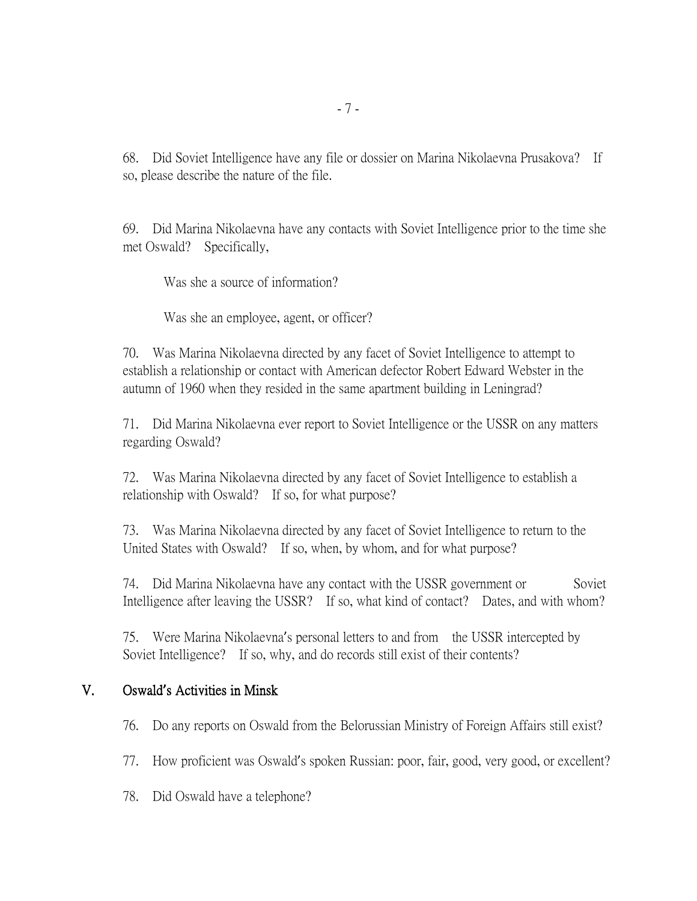68. Did Soviet Intelligence have any file or dossier on Marina Nikolaevna Prusakova? If so, please describe the nature of the file.

69. Did Marina Nikolaevna have any contacts with Soviet Intelligence prior to the time she met Oswald? Specifically,

Was she a source of information?

Was she an employee, agent, or officer?

70. Was Marina Nikolaevna directed by any facet of Soviet Intelligence to attempt to establish a relationship or contact with American defector Robert Edward Webster in the autumn of 1960 when they resided in the same apartment building in Leningrad?

71. Did Marina Nikolaevna ever report to Soviet Intelligence or the USSR on any matters regarding Oswald?

72. Was Marina Nikolaevna directed by any facet of Soviet Intelligence to establish a relationship with Oswald? If so, for what purpose?

73. Was Marina Nikolaevna directed by any facet of Soviet Intelligence to return to the United States with Oswald? If so, when, by whom, and for what purpose?

74. Did Marina Nikolaevna have any contact with the USSR government or Soviet Intelligence after leaving the USSR? If so, what kind of contact? Dates, and with whom?

75. Were Marina Nikolaevna's personal letters to and from the USSR intercepted by Soviet Intelligence? If so, why, and do records still exist of their contents?

## V. Oswald's Activities in Minsk

76. Do any reports on Oswald from the Belorussian Ministry of Foreign Affairs still exist?

77. How proficient was Oswald's spoken Russian: poor, fair, good, very good, or excellent?

78. Did Oswald have a telephone?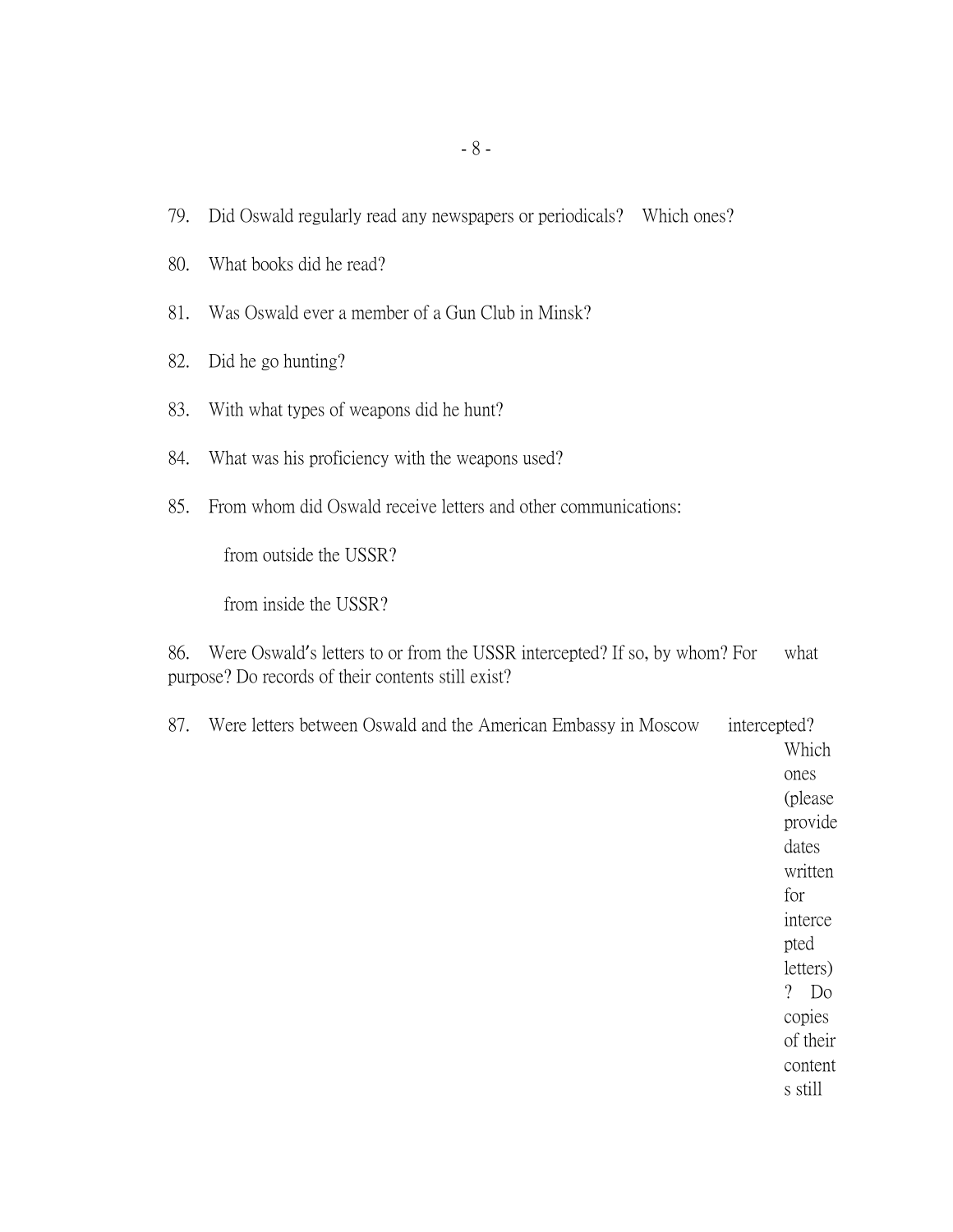79. Did Oswald regularly read any newspapers or periodicals? Which ones?

80. What books did he read?

81. Was Oswald ever a member of a Gun Club in Minsk?

82. Did he go hunting?

83. With what types of weapons did he hunt?

84. What was his proficiency with the weapons used?

85. From whom did Oswald receive letters and other communications:

    from outside the USSR?

    from inside the USSR?

86. Were Oswald's letters to or from the USSR intercepted? If so, by whom? For what purpose? Do records of their contents still exist?

87. Were letters between Oswald and the American Embassy in Moscow intercepted? Which ones (please provide dates written for intercepted letters)? Do copies of their contents still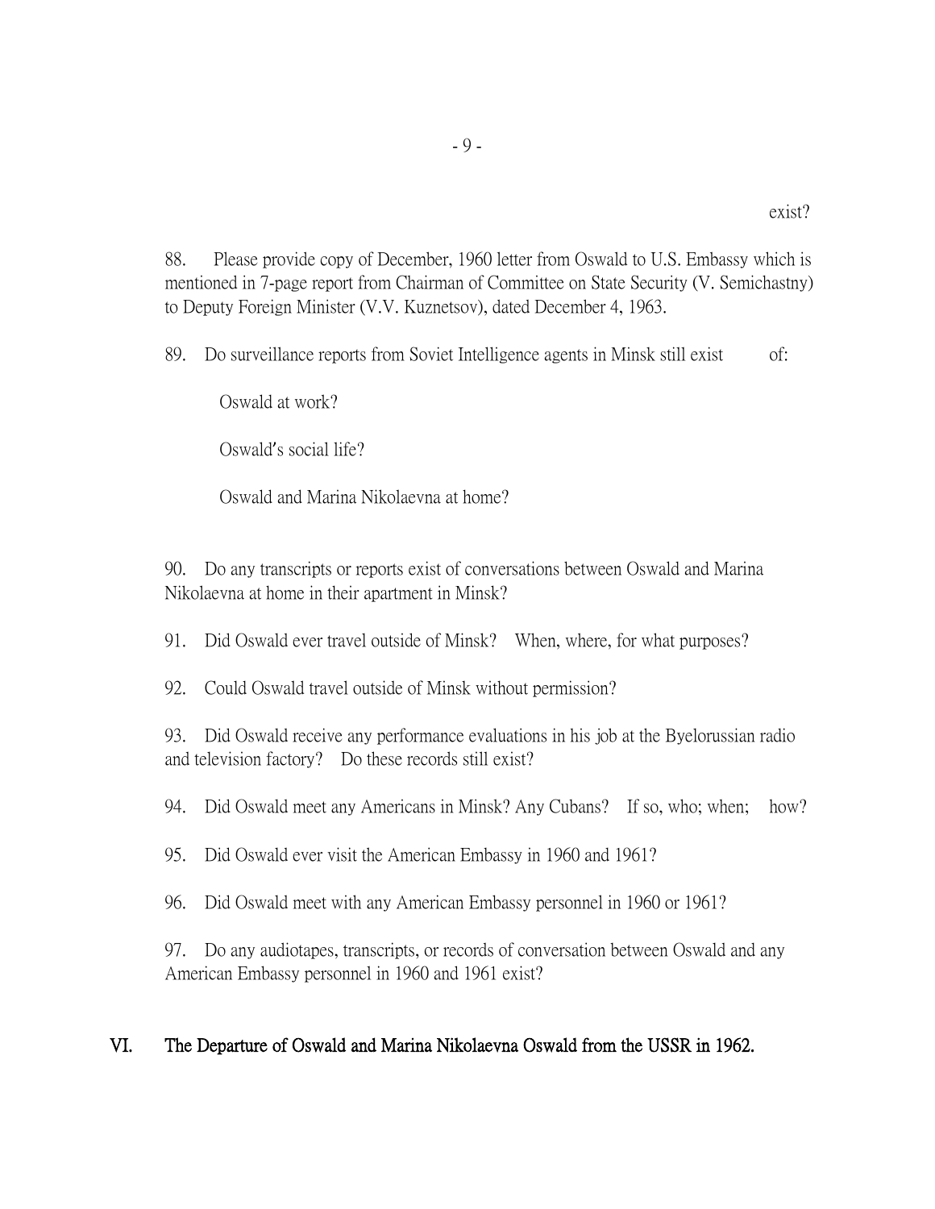exist?

88. Please provide copy of December, 1960 letter from Oswald to U.S. Embassy which is mentioned in 7-page report from Chairman of Committee on State Security (V. Semichastny) to Deputy Foreign Minister (V.V. Kuznetsov), dated December 4, 1963.

89. Do surveillance reports from Soviet Intelligence agents in Minsk still exist of:

Oswald at work?

Oswald's social life?

Oswald and Marina Nikolaevna at home?

90. Do any transcripts or reports exist of conversations between Oswald and Marina Nikolaevna at home in their apartment in Minsk?

91. Did Oswald ever travel outside of Minsk? When, where, for what purposes?

92. Could Oswald travel outside of Minsk without permission?

93. Did Oswald receive any performance evaluations in his job at the Byelorussian radio and television factory? Do these records still exist?

94. Did Oswald meet any Americans in Minsk? Any Cubans? If so, who; when; how?

95. Did Oswald ever visit the American Embassy in 1960 and 1961?

96. Did Oswald meet with any American Embassy personnel in 1960 or 1961?

97. Do any audiotapes, transcripts, or records of conversation between Oswald and any American Embassy personnel in 1960 and 1961 exist?

## VI. The Departure of Oswald and Marina Nikolaevna Oswald from the USSR in 1962.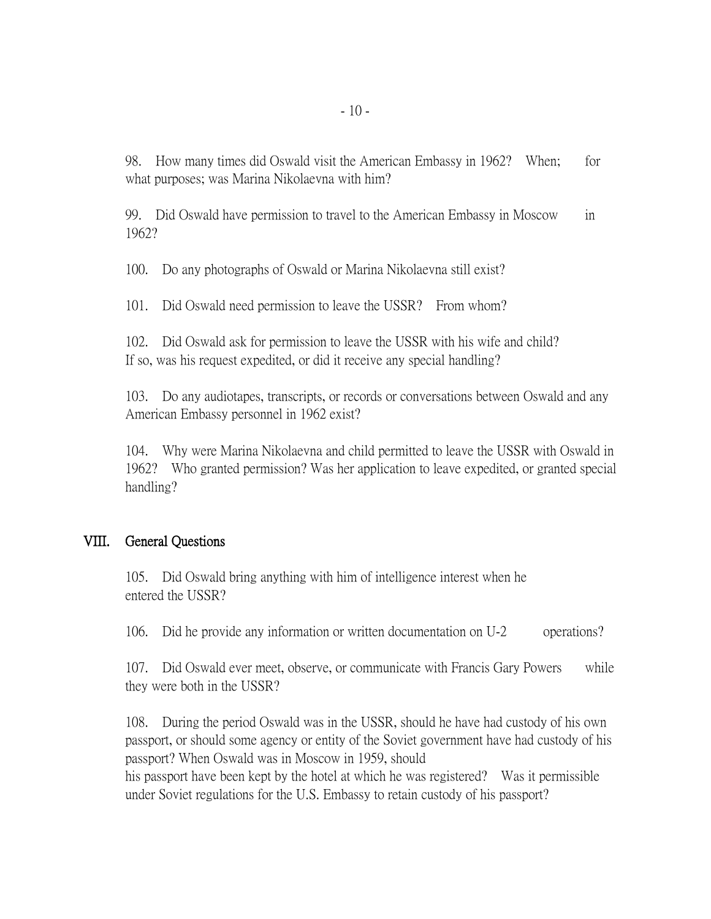98. How many times did Oswald visit the American Embassy in 1962? When; for what purposes; was Marina Nikolaevna with him?

99. Did Oswald have permission to travel to the American Embassy in Moscow in 1962?

100. Do any photographs of Oswald or Marina Nikolaevna still exist?

101. Did Oswald need permission to leave the USSR? From whom?

102. Did Oswald ask for permission to leave the USSR with his wife and child? If so, was his request expedited, or did it receive any special handling?

103. Do any audiotapes, transcripts, or records or conversations between Oswald and any American Embassy personnel in 1962 exist?

104. Why were Marina Nikolaevna and child permitted to leave the USSR with Oswald in 1962? Who granted permission? Was her application to leave expedited, or granted special handling?

## VIII. General Questions

105. Did Oswald bring anything with him of intelligence interest when he entered the USSR?

106. Did he provide any information or written documentation on U-2 operations?

107. Did Oswald ever meet, observe, or communicate with Francis Gary Powers while they were both in the USSR?

108. During the period Oswald was in the USSR, should he have had custody of his own passport, or should some agency or entity of the Soviet government have had custody of his passport? When Oswald was in Moscow in 1959, should his passport have been kept by the hotel at which he was registered? Was it permissible under Soviet regulations for the U.S. Embassy to retain custody of his passport?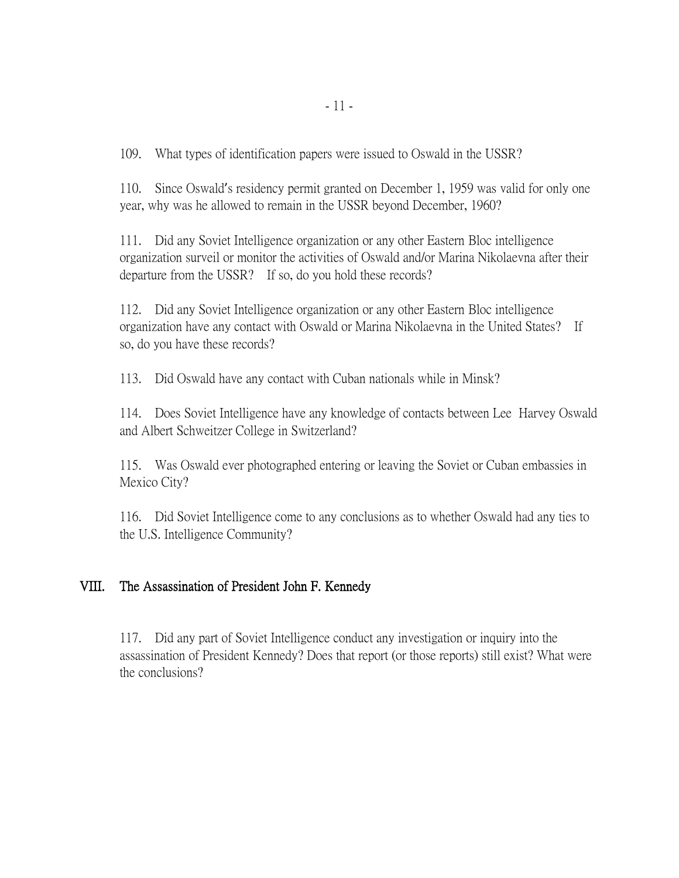109. What types of identification papers were issued to Oswald in the USSR?

110. Since Oswald's residency permit granted on December 1, 1959 was valid for only one year, why was he allowed to remain in the USSR beyond December, 1960?

111. Did any Soviet Intelligence organization or any other Eastern Bloc intelligence organization surveil or monitor the activities of Oswald and/or Marina Nikolaevna after their departure from the USSR? If so, do you hold these records?

112. Did any Soviet Intelligence organization or any other Eastern Bloc intelligence organization have any contact with Oswald or Marina Nikolaevna in the United States? If so, do you have these records?

113. Did Oswald have any contact with Cuban nationals while in Minsk?

114. Does Soviet Intelligence have any knowledge of contacts between Lee Harvey Oswald and Albert Schweitzer College in Switzerland?

115. Was Oswald ever photographed entering or leaving the Soviet or Cuban embassies in Mexico City?

116. Did Soviet Intelligence come to any conclusions as to whether Oswald had any ties to the U.S. Intelligence Community?

## VIII. The Assassination of President John F. Kennedy

117. Did any part of Soviet Intelligence conduct any investigation or inquiry into the assassination of President Kennedy? Does that report (or those reports) still exist? What were the conclusions?